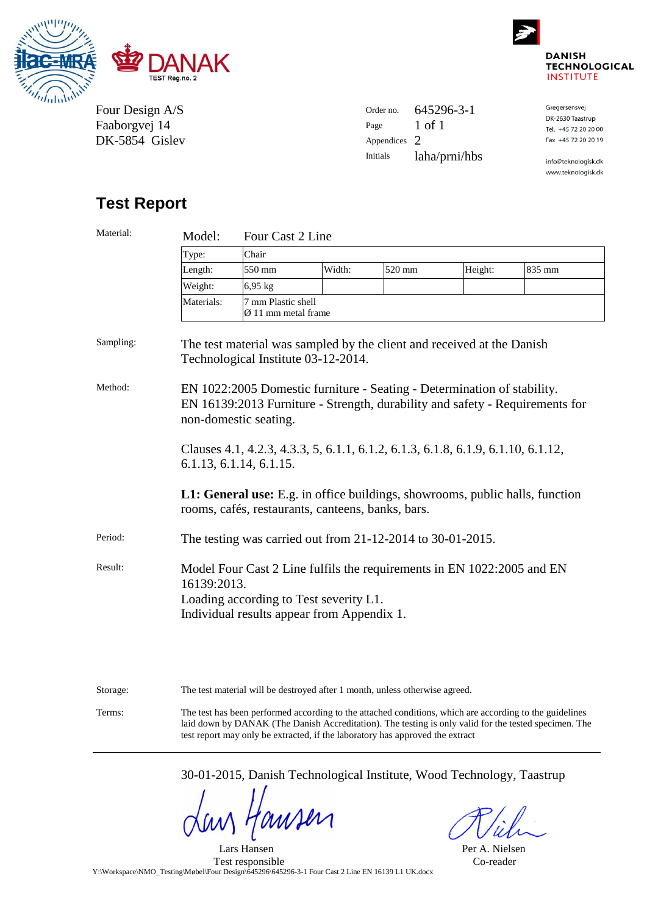DANAK TEST Reg.no. 2

DANISH TECHNOLOGICAL INSTITUTE

Four Design A/S
Faaborgvej 14
DK-5854 Gislev

Order no. 645296-3-1
Page 1 of 1
Appendices 2
Initials laha/prni/hbs

Gregersensvej
DK-2630 Taastrup
Tel. +45 72 20 20 00
Fax +45 72 20 20 19

info@teknologisk.dk
www.teknologisk.dk

# Test Report

**Material:**

Model: Four Cast 2 Line

| Type: | Chair | | | | |
|---|---|---|---|---|---|
| Length: | 550 mm | Width: | 520 mm | Height: | 835 mm |
| Weight: | 6,95 kg | | | | |
| Materials: | 7 mm Plastic shell<br>Ø 11 mm metal frame | | | | |

**Sampling:** The test material was sampled by the client and received at the Danish Technological Institute 03-12-2014.

**Method:** EN 1022:2005 Domestic furniture - Seating - Determination of stability.
EN 16139:2013 Furniture - Strength, durability and safety - Requirements for non-domestic seating.

Clauses 4.1, 4.2.3, 4.3.3, 5, 6.1.1, 6.1.2, 6.1.3, 6.1.8, 6.1.9, 6.1.10, 6.1.12, 6.1.13, 6.1.14, 6.1.15.

**L1: General use:** E.g. in office buildings, showrooms, public halls, function rooms, cafés, restaurants, canteens, banks, bars.

**Period:** The testing was carried out from 21-12-2014 to 30-01-2015.

**Result:** Model Four Cast 2 Line fulfils the requirements in EN 1022:2005 and EN 16139:2013.
Loading according to Test severity L1.
Individual results appear from Appendix 1.

**Storage:** The test material will be destroyed after 1 month, unless otherwise agreed.

**Terms:** The test has been performed according to the attached conditions, which are according to the guidelines laid down by DANAK (The Danish Accreditation). The testing is only valid for the tested specimen. The test report may only be extracted, if the laboratory has approved the extract

---

30-01-2015, Danish Technological Institute, Wood Technology, Taastrup

Lars Hansen
Test responsible

Per A. Nielsen
Co-reader

Y:\Workspace\NMO_Testing\Møbel\Four Design\645296\645296-3-1 Four Cast 2 Line EN 16139 L1 UK.docx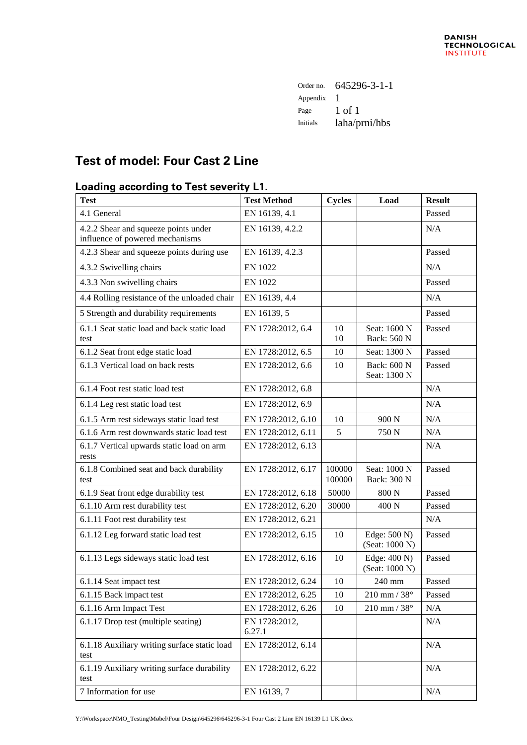Order no. 645296-3-1-1
Appendix 1
Initials laha/prni/hbs

# Test of model: Four Cast 2 Line

## Loading according to Test severity L1.

| Test | Test Method | Cycles | Load | Result |
|---|---|---|---|---|
| 4.1 General | EN 16139, 4.1 | | | Passed |
| 4.2.2 Shear and squeeze points under influence of powered mechanisms | EN 16139, 4.2.2 | | | N/A |
| 4.2.3 Shear and squeeze points during use | EN 16139, 4.2.3 | | | Passed |
| 4.3.2 Swivelling chairs | EN 1022 | | | N/A |
| 4.3.3 Non swivelling chairs | EN 1022 | | | Passed |
| 4.4 Rolling resistance of the unloaded chair | EN 16139, 4.4 | | | N/A |
| 5 Strength and durability requirements | EN 16139, 5 | | | Passed |
| 6.1.1 Seat static load and back static load test | EN 1728:2012, 6.4 | 10<br>10 | Seat: 1600 N<br>Back: 560 N | Passed |
| 6.1.2 Seat front edge static load | EN 1728:2012, 6.5 | 10 | Seat: 1300 N | Passed |
| 6.1.3 Vertical load on back rests | EN 1728:2012, 6.6 | 10 | Back: 600 N<br>Seat: 1300 N | Passed |
| 6.1.4 Foot rest static load test | EN 1728:2012, 6.8 | | | N/A |
| 6.1.4 Leg rest static load test | EN 1728:2012, 6.9 | | | N/A |
| 6.1.5 Arm rest sideways static load test | EN 1728:2012, 6.10 | 10 | 900 N | N/A |
| 6.1.6 Arm rest downwards static load test | EN 1728:2012, 6.11 | 5 | 750 N | N/A |
| 6.1.7 Vertical upwards static load on arm rests | EN 1728:2012, 6.13 | | | N/A |
| 6.1.8 Combined seat and back durability test | EN 1728:2012, 6.17 | 100000<br>100000 | Seat: 1000 N<br>Back: 300 N | Passed |
| 6.1.9 Seat front edge durability test | EN 1728:2012, 6.18 | 50000 | 800 N | Passed |
| 6.1.10 Arm rest durability test | EN 1728:2012, 6.20 | 30000 | 400 N | Passed |
| 6.1.11 Foot rest durability test | EN 1728:2012, 6.21 | | | N/A |
| 6.1.12 Leg forward static load test | EN 1728:2012, 6.15 | 10 | Edge: 500 N)<br>(Seat: 1000 N) | Passed |
| 6.1.13 Legs sideways static load test | EN 1728:2012, 6.16 | 10 | Edge: 400 N)<br>(Seat: 1000 N) | Passed |
| 6.1.14 Seat impact test | EN 1728:2012, 6.24 | 10 | 240 mm | Passed |
| 6.1.15 Back impact test | EN 1728:2012, 6.25 | 10 | 210 mm / 38° | Passed |
| 6.1.16 Arm Impact Test | EN 1728:2012, 6.26 | 10 | 210 mm / 38° | N/A |
| 6.1.17 Drop test (multiple seating) | EN 1728:2012, 6.27.1 | | | N/A |
| 6.1.18 Auxiliary writing surface static load test | EN 1728:2012, 6.14 | | | N/A |
| 6.1.19 Auxiliary writing surface durability test | EN 1728:2012, 6.22 | | | N/A |
| 7 Information for use | EN 16139, 7 | | | N/A |

Y:\Workspace\NMO_Testing\Møbel\Four Design\645296\645296-3-1 Four Cast 2 Line EN 16139 L1 UK.docx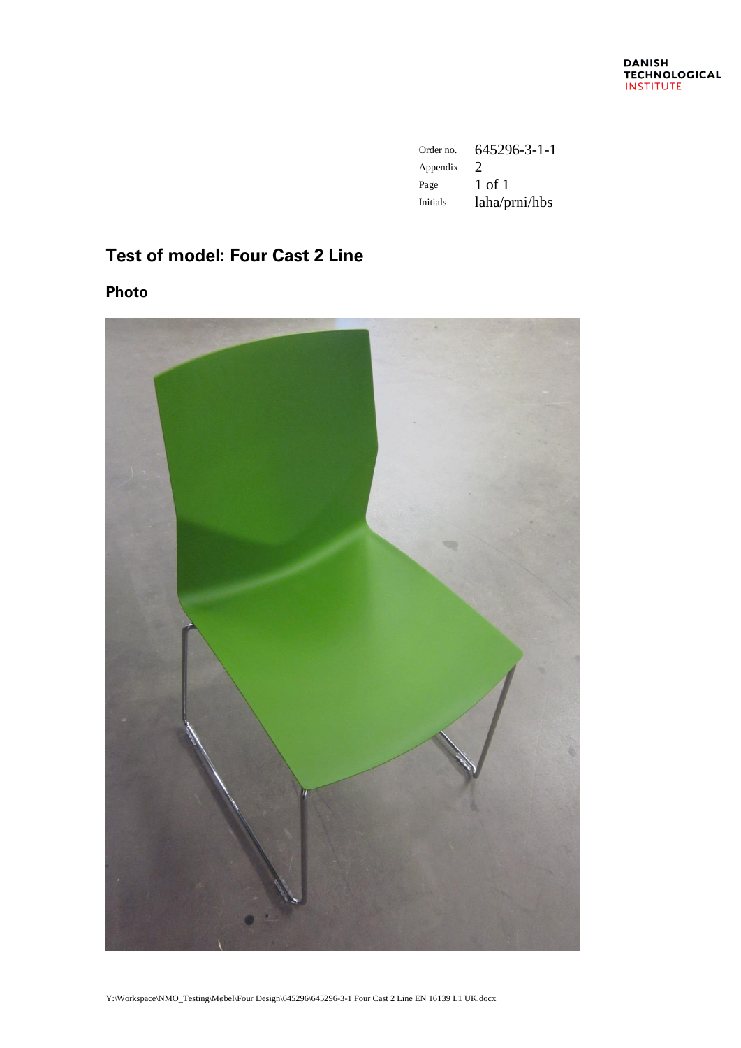DANISH
TECHNOLOGICAL
INSTITUTE

| | |
|---|---|
| Order no. | 645296-3-1-1 |
| Appendix | 2 |
| Page | 1 of 1 |
| Initials | laha/prni/hbs |

## Test of model: Four Cast 2 Line

### Photo

Y:\Workspace\NMO_Testing\Møbel\Four Design\645296\645296-3-1 Four Cast 2 Line EN 16139 L1 UK.docx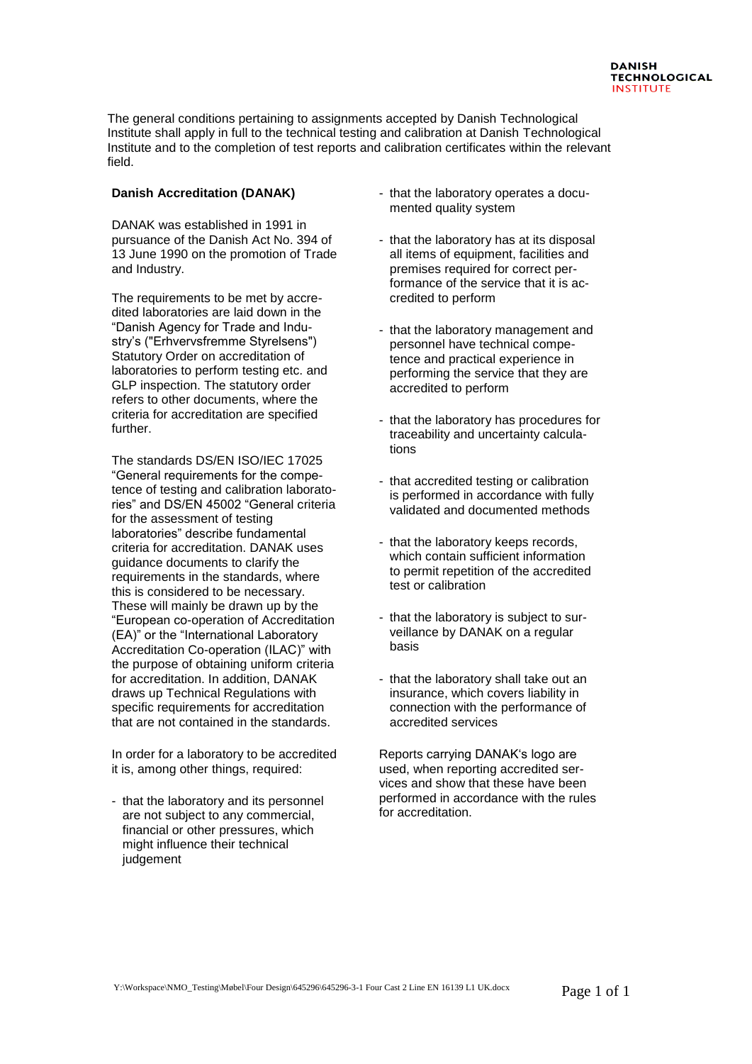The general conditions pertaining to assignments accepted by Danish Technological Institute shall apply in full to the technical testing and calibration at Danish Technological Institute and to the completion of test reports and calibration certificates within the relevant field.

**Danish Accreditation (DANAK)**

DANAK was established in 1991 in pursuance of the Danish Act No. 394 of 13 June 1990 on the promotion of Trade and Industry.

The requirements to be met by accredited laboratories are laid down in the "Danish Agency for Trade and Industry's ("Erhvervsfremme Styrelsens") Statutory Order on accreditation of laboratories to perform testing etc. and GLP inspection. The statutory order refers to other documents, where the criteria for accreditation are specified further.

The standards DS/EN ISO/IEC 17025 "General requirements for the competence of testing and calibration laboratories" and DS/EN 45002 "General criteria for the assessment of testing laboratories" describe fundamental criteria for accreditation. DANAK uses guidance documents to clarify the requirements in the standards, where this is considered to be necessary. These will mainly be drawn up by the "European co-operation of Accreditation (EA)" or the "International Laboratory Accreditation Co-operation (ILAC)" with the purpose of obtaining uniform criteria for accreditation. In addition, DANAK draws up Technical Regulations with specific requirements for accreditation that are not contained in the standards.

In order for a laboratory to be accredited it is, among other things, required:

- that the laboratory and its personnel are not subject to any commercial, financial or other pressures, which might influence their technical judgement
- that the laboratory operates a documented quality system
- that the laboratory has at its disposal all items of equipment, facilities and premises required for correct performance of the service that it is accredited to perform
- that the laboratory management and personnel have technical competence and practical experience in performing the service that they are accredited to perform
- that the laboratory has procedures for traceability and uncertainty calculations
- that accredited testing or calibration is performed in accordance with fully validated and documented methods
- that the laboratory keeps records, which contain sufficient information to permit repetition of the accredited test or calibration
- that the laboratory is subject to surveillance by DANAK on a regular basis
- that the laboratory shall take out an insurance, which covers liability in connection with the performance of accredited services

Reports carrying DANAK's logo are used, when reporting accredited services and show that these have been performed in accordance with the rules for accreditation.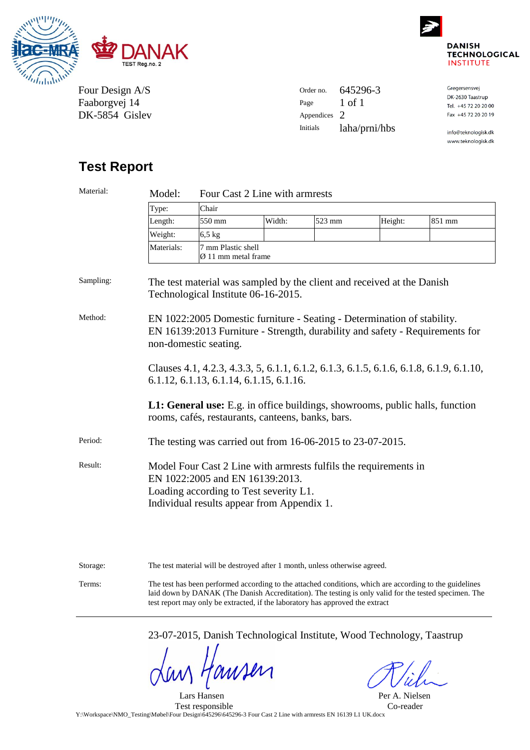Four Design A/S
Faaborgvej 14
DK-5854 Gislev

Order no. 645296-3
Page 1 of 1
Appendices 2
Initials laha/prni/hbs

DANISH TECHNOLOGICAL INSTITUTE

Gregersensvej
DK-2630 Taastrup
Tel. +45 72 20 20 00
Fax +45 72 20 20 19

info@teknologisk.dk
www.teknologisk.dk

# Test Report

**Material:**

Model: Four Cast 2 Line with armrests

| Type: | Chair | | | | |
|---|---|---|---|---|---|
| Length: | 550 mm | Width: | 523 mm | Height: | 851 mm |
| Weight: | 6,5 kg | | | | |
| Materials: | 7 mm Plastic shell<br>Ø 11 mm metal frame | | | | |

**Sampling:** The test material was sampled by the client and received at the Danish Technological Institute 06-16-2015.

**Method:** EN 1022:2005 Domestic furniture - Seating - Determination of stability.
EN 16139:2013 Furniture - Strength, durability and safety - Requirements for non-domestic seating.

Clauses 4.1, 4.2.3, 4.3.3, 5, 6.1.1, 6.1.2, 6.1.3, 6.1.5, 6.1.6, 6.1.8, 6.1.9, 6.1.10, 6.1.12, 6.1.13, 6.1.14, 6.1.15, 6.1.16.

**L1: General use:** E.g. in office buildings, showrooms, public halls, function rooms, cafés, restaurants, canteens, banks, bars.

**Period:** The testing was carried out from 16-06-2015 to 23-07-2015.

**Result:** Model Four Cast 2 Line with armrests fulfils the requirements in EN 1022:2005 and EN 16139:2013.
Loading according to Test severity L1.
Individual results appear from Appendix 1.

**Storage:** The test material will be destroyed after 1 month, unless otherwise agreed.

**Terms:** The test has been performed according to the attached conditions, which are according to the guidelines laid down by DANAK (The Danish Accreditation). The testing is only valid for the tested specimen. The test report may only be extracted, if the laboratory has approved the extract

---

23-07-2015, Danish Technological Institute, Wood Technology, Taastrup

Lars Hansen
Test responsible

Per A. Nielsen
Co-reader

Y:\Workspace\NMO_Testing\Møbel\Four Design\645296\645296-3 Four Cast 2 Line with armrests EN 16139 L1 UK.docx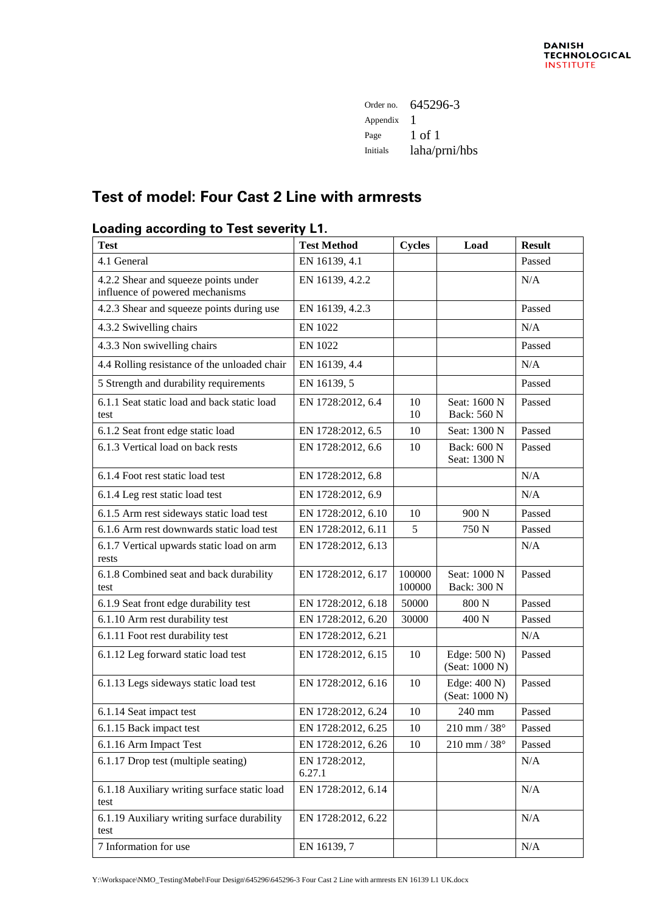Order no. 645296-3
Appendix 1
Page 1 of 1
Initials laha/prni/hbs

# Test of model: Four Cast 2 Line with armrests

## Loading according to Test severity L1.

| Test | Test Method | Cycles | Load | Result |
|---|---|---|---|---|
| 4.1 General | EN 16139, 4.1 | | | Passed |
| 4.2.2 Shear and squeeze points under influence of powered mechanisms | EN 16139, 4.2.2 | | | N/A |
| 4.2.3 Shear and squeeze points during use | EN 16139, 4.2.3 | | | Passed |
| 4.3.2 Swivelling chairs | EN 1022 | | | N/A |
| 4.3.3 Non swivelling chairs | EN 1022 | | | Passed |
| 4.4 Rolling resistance of the unloaded chair | EN 16139, 4.4 | | | N/A |
| 5 Strength and durability requirements | EN 16139, 5 | | | Passed |
| 6.1.1 Seat static load and back static load test | EN 1728:2012, 6.4 | 10<br>10 | Seat: 1600 N<br>Back: 560 N | Passed |
| 6.1.2 Seat front edge static load | EN 1728:2012, 6.5 | 10 | Seat: 1300 N | Passed |
| 6.1.3 Vertical load on back rests | EN 1728:2012, 6.6 | 10 | Back: 600 N<br>Seat: 1300 N | Passed |
| 6.1.4 Foot rest static load test | EN 1728:2012, 6.8 | | | N/A |
| 6.1.4 Leg rest static load test | EN 1728:2012, 6.9 | | | N/A |
| 6.1.5 Arm rest sideways static load test | EN 1728:2012, 6.10 | 10 | 900 N | Passed |
| 6.1.6 Arm rest downwards static load test | EN 1728:2012, 6.11 | 5 | 750 N | Passed |
| 6.1.7 Vertical upwards static load on arm rests | EN 1728:2012, 6.13 | | | N/A |
| 6.1.8 Combined seat and back durability test | EN 1728:2012, 6.17 | 100000<br>100000 | Seat: 1000 N<br>Back: 300 N | Passed |
| 6.1.9 Seat front edge durability test | EN 1728:2012, 6.18 | 50000 | 800 N | Passed |
| 6.1.10 Arm rest durability test | EN 1728:2012, 6.20 | 30000 | 400 N | Passed |
| 6.1.11 Foot rest durability test | EN 1728:2012, 6.21 | | | N/A |
| 6.1.12 Leg forward static load test | EN 1728:2012, 6.15 | 10 | Edge: 500 N)<br>(Seat: 1000 N) | Passed |
| 6.1.13 Legs sideways static load test | EN 1728:2012, 6.16 | 10 | Edge: 400 N)<br>(Seat: 1000 N) | Passed |
| 6.1.14 Seat impact test | EN 1728:2012, 6.24 | 10 | 240 mm | Passed |
| 6.1.15 Back impact test | EN 1728:2012, 6.25 | 10 | 210 mm / 38° | Passed |
| 6.1.16 Arm Impact Test | EN 1728:2012, 6.26 | 10 | 210 mm / 38° | Passed |
| 6.1.17 Drop test (multiple seating) | EN 1728:2012, 6.27.1 | | | N/A |
| 6.1.18 Auxiliary writing surface static load test | EN 1728:2012, 6.14 | | | N/A |
| 6.1.19 Auxiliary writing surface durability test | EN 1728:2012, 6.22 | | | N/A |
| 7 Information for use | EN 16139, 7 | | | N/A |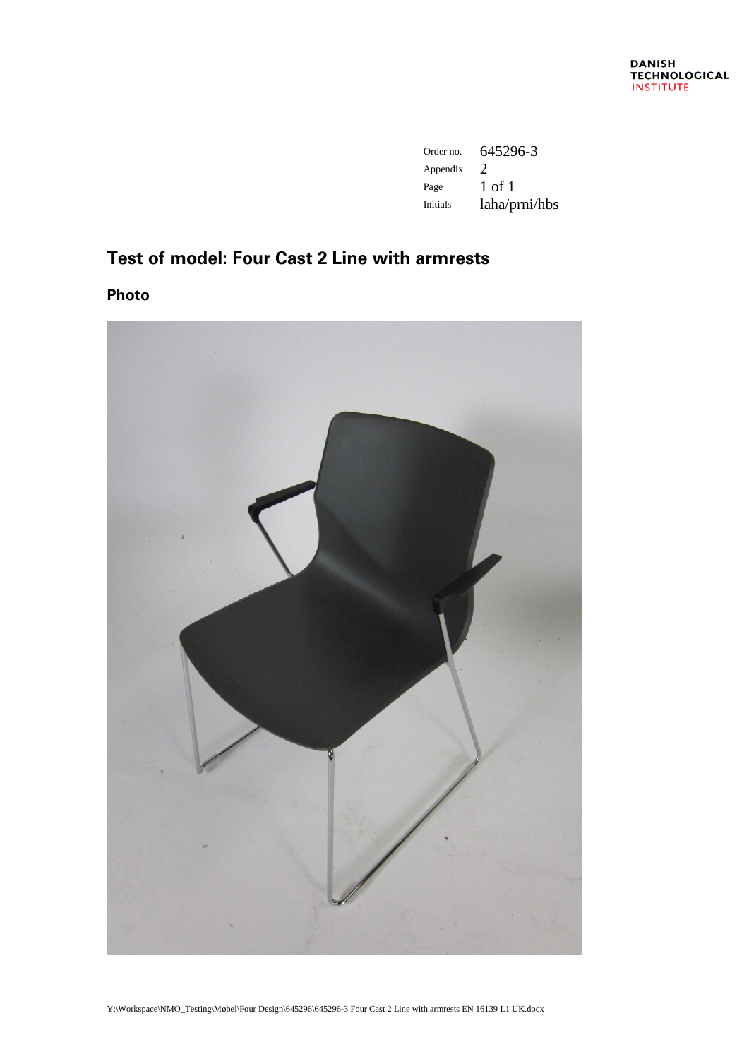| | |
|---|---|
| Order no. | 645296-3 |
| Appendix | 2 |
| Page | 1 of 1 |
| Initials | laha/prni/hbs |

# Test of model: Four Cast 2 Line with armrests

## Photo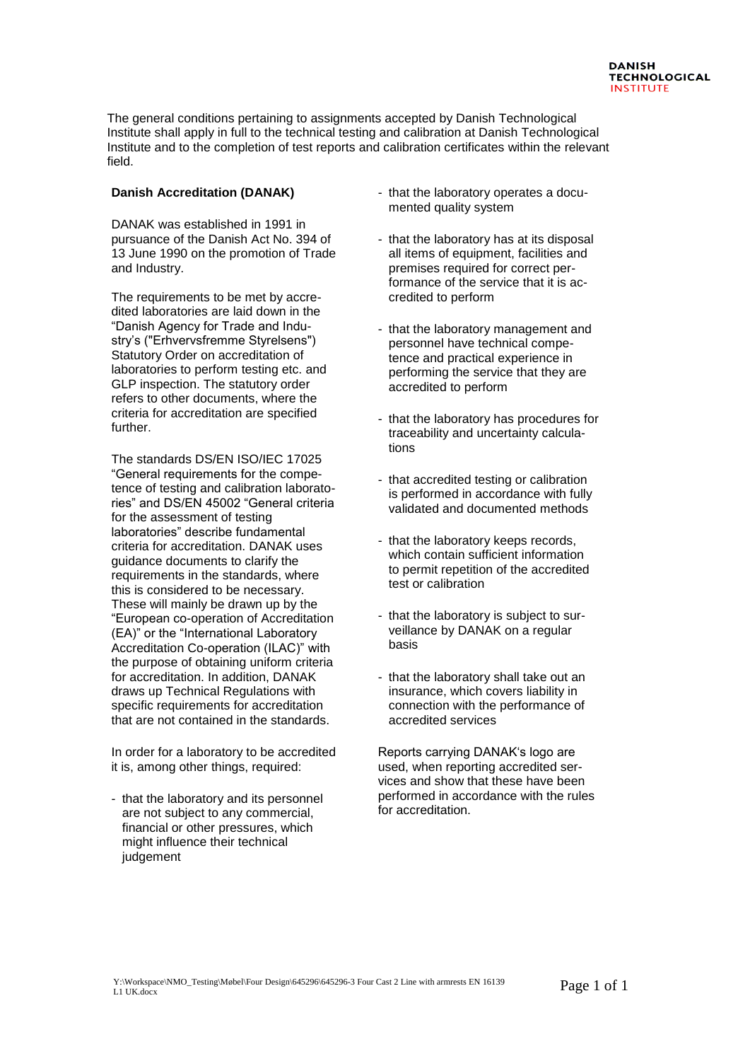The general conditions pertaining to assignments accepted by Danish Technological Institute shall apply in full to the technical testing and calibration at Danish Technological Institute and to the completion of test reports and calibration certificates within the relevant field.

**Danish Accreditation (DANAK)**

DANAK was established in 1991 in pursuance of the Danish Act No. 394 of 13 June 1990 on the promotion of Trade and Industry.

The requirements to be met by accredited laboratories are laid down in the "Danish Agency for Trade and Industry's ("Erhvervsfremme Styrelsens") Statutory Order on accreditation of laboratories to perform testing etc. and GLP inspection. The statutory order refers to other documents, where the criteria for accreditation are specified further.

The standards DS/EN ISO/IEC 17025 "General requirements for the competence of testing and calibration laboratories" and DS/EN 45002 "General criteria for the assessment of testing laboratories" describe fundamental criteria for accreditation. DANAK uses guidance documents to clarify the requirements in the standards, where this is considered to be necessary. These will mainly be drawn up by the "European co-operation of Accreditation (EA)" or the "International Laboratory Accreditation Co-operation (ILAC)" with the purpose of obtaining uniform criteria for accreditation. In addition, DANAK draws up Technical Regulations with specific requirements for accreditation that are not contained in the standards.

In order for a laboratory to be accredited it is, among other things, required:

- that the laboratory and its personnel are not subject to any commercial, financial or other pressures, which might influence their technical judgement
- that the laboratory operates a documented quality system
- that the laboratory has at its disposal all items of equipment, facilities and premises required for correct performance of the service that it is accredited to perform
- that the laboratory management and personnel have technical competence and practical experience in performing the service that they are accredited to perform
- that the laboratory has procedures for traceability and uncertainty calculations
- that accredited testing or calibration is performed in accordance with fully validated and documented methods
- that the laboratory keeps records, which contain sufficient information to permit repetition of the accredited test or calibration
- that the laboratory is subject to surveillance by DANAK on a regular basis
- that the laboratory shall take out an insurance, which covers liability in connection with the performance of accredited services

Reports carrying DANAK's logo are used, when reporting accredited services and show that these have been performed in accordance with the rules for accreditation.

Y:\Workspace\NMO_Testing\Møbel\Four Design\645296\645296-3 Four Cast 2 Line with armrests EN 16139 L1 UK.docx